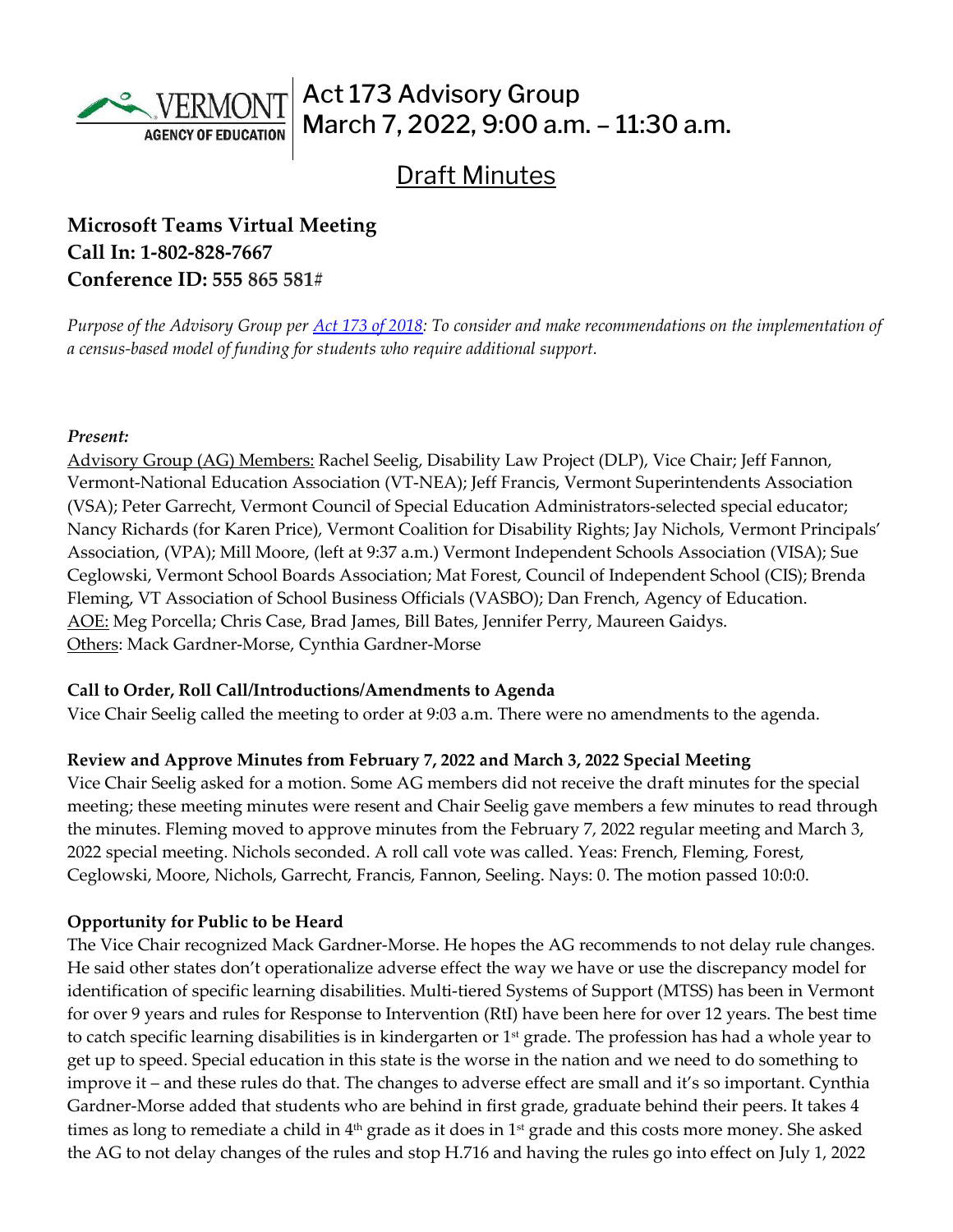# Act 173 Advisory Group
# March 7, 2022, 9:00 a.m. – 11:30 a.m.

## Draft Minutes

**Microsoft Teams Virtual Meeting**
**Call In: 1-802-828-7667**
**Conference ID: 555 865 581#**

*Purpose of the Advisory Group per [Act 173 of 2018](): To consider and make recommendations on the implementation of a census-based model of funding for students who require additional support.*

***Present:***

Advisory Group (AG) Members: Rachel Seelig, Disability Law Project (DLP), Vice Chair; Jeff Fannon, Vermont-National Education Association (VT-NEA); Jeff Francis, Vermont Superintendents Association (VSA); Peter Garrecht, Vermont Council of Special Education Administrators-selected special educator; Nancy Richards (for Karen Price), Vermont Coalition for Disability Rights; Jay Nichols, Vermont Principals' Association, (VPA); Mill Moore, (left at 9:37 a.m.) Vermont Independent Schools Association (VISA); Sue Ceglowski, Vermont School Boards Association; Mat Forest, Council of Independent School (CIS); Brenda Fleming, VT Association of School Business Officials (VASBO); Dan French, Agency of Education.
AOE: Meg Porcella; Chris Case, Brad James, Bill Bates, Jennifer Perry, Maureen Gaidys.
Others: Mack Gardner-Morse, Cynthia Gardner-Morse

**Call to Order, Roll Call/Introductions/Amendments to Agenda**

Vice Chair Seelig called the meeting to order at 9:03 a.m. There were no amendments to the agenda.

**Review and Approve Minutes from February 7, 2022 and March 3, 2022 Special Meeting**

Vice Chair Seelig asked for a motion. Some AG members did not receive the draft minutes for the special meeting; these meeting minutes were resent and Chair Seelig gave members a few minutes to read through the minutes. Fleming moved to approve minutes from the February 7, 2022 regular meeting and March 3, 2022 special meeting. Nichols seconded. A roll call vote was called. Yeas: French, Fleming, Forest, Ceglowski, Moore, Nichols, Garrecht, Francis, Fannon, Seeling. Nays: 0. The motion passed 10:0:0.

**Opportunity for Public to be Heard**

The Vice Chair recognized Mack Gardner-Morse. He hopes the AG recommends to not delay rule changes. He said other states don't operationalize adverse effect the way we have or use the discrepancy model for identification of specific learning disabilities. Multi-tiered Systems of Support (MTSS) has been in Vermont for over 9 years and rules for Response to Intervention (RtI) have been here for over 12 years. The best time to catch specific learning disabilities is in kindergarten or 1st grade. The profession has had a whole year to get up to speed. Special education in this state is the worse in the nation and we need to do something to improve it – and these rules do that. The changes to adverse effect are small and it's so important. Cynthia Gardner-Morse added that students who are behind in first grade, graduate behind their peers. It takes 4 times as long to remediate a child in 4th grade as it does in 1st grade and this costs more money. She asked the AG to not delay changes of the rules and stop H.716 and having the rules go into effect on July 1, 2022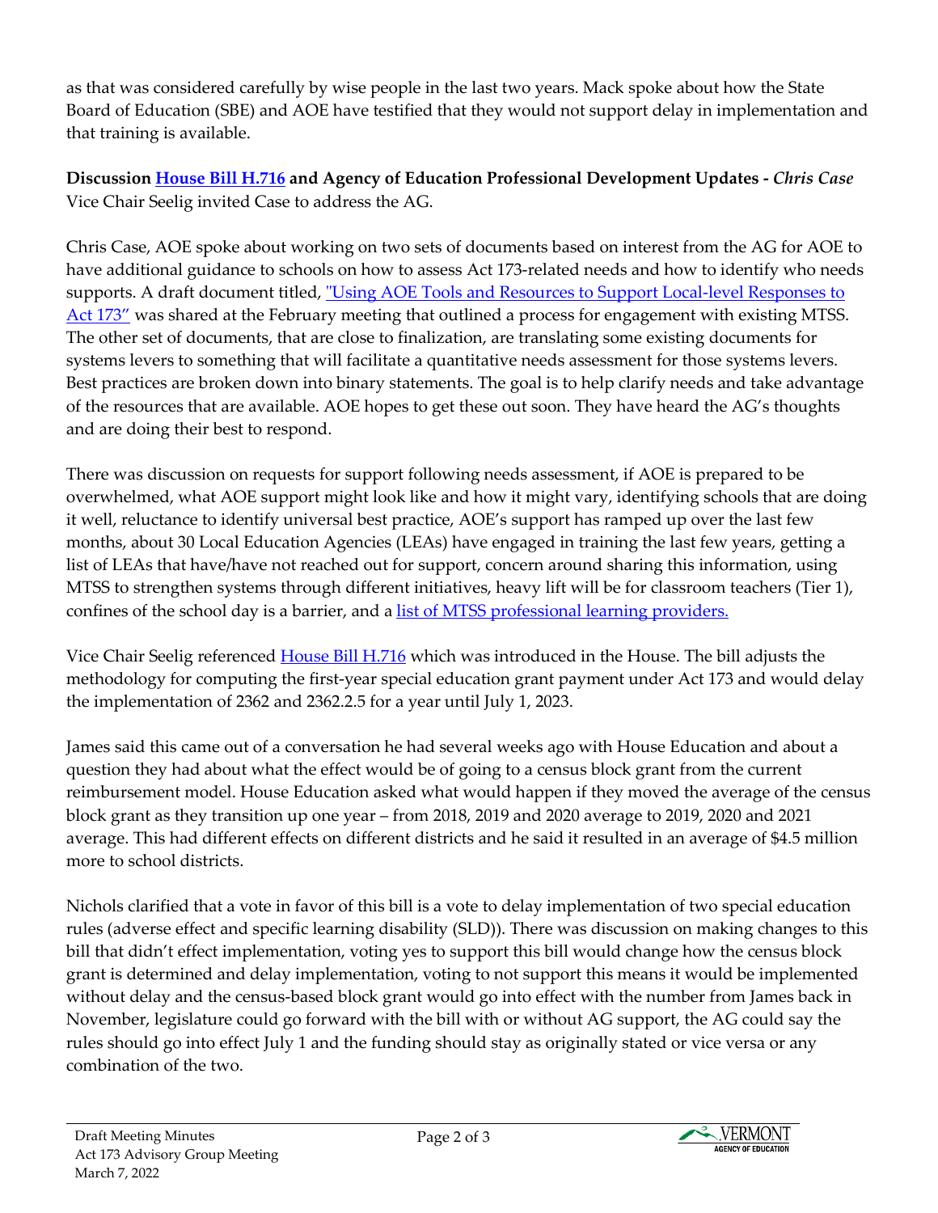as that was considered carefully by wise people in the last two years. Mack spoke about how the State Board of Education (SBE) and AOE have testified that they would not support delay in implementation and that training is available.

**Discussion House Bill H.716 and Agency of Education Professional Development Updates -** ***Chris Case***
Vice Chair Seelig invited Case to address the AG.

Chris Case, AOE spoke about working on two sets of documents based on interest from the AG for AOE to have additional guidance to schools on how to assess Act 173-related needs and how to identify who needs supports. A draft document titled, "Using AOE Tools and Resources to Support Local-level Responses to Act 173" was shared at the February meeting that outlined a process for engagement with existing MTSS. The other set of documents, that are close to finalization, are translating some existing documents for systems levers to something that will facilitate a quantitative needs assessment for those systems levers. Best practices are broken down into binary statements. The goal is to help clarify needs and take advantage of the resources that are available. AOE hopes to get these out soon. They have heard the AG's thoughts and are doing their best to respond.

There was discussion on requests for support following needs assessment, if AOE is prepared to be overwhelmed, what AOE support might look like and how it might vary, identifying schools that are doing it well, reluctance to identify universal best practice, AOE's support has ramped up over the last few months, about 30 Local Education Agencies (LEAs) have engaged in training the last few years, getting a list of LEAs that have/have not reached out for support, concern around sharing this information, using MTSS to strengthen systems through different initiatives, heavy lift will be for classroom teachers (Tier 1), confines of the school day is a barrier, and a list of MTSS professional learning providers.

Vice Chair Seelig referenced House Bill H.716 which was introduced in the House. The bill adjusts the methodology for computing the first-year special education grant payment under Act 173 and would delay the implementation of 2362 and 2362.2.5 for a year until July 1, 2023.

James said this came out of a conversation he had several weeks ago with House Education and about a question they had about what the effect would be of going to a census block grant from the current reimbursement model. House Education asked what would happen if they moved the average of the census block grant as they transition up one year – from 2018, 2019 and 2020 average to 2019, 2020 and 2021 average. This had different effects on different districts and he said it resulted in an average of $4.5 million more to school districts.

Nichols clarified that a vote in favor of this bill is a vote to delay implementation of two special education rules (adverse effect and specific learning disability (SLD)). There was discussion on making changes to this bill that didn't effect implementation, voting yes to support this bill would change how the census block grant is determined and delay implementation, voting to not support this means it would be implemented without delay and the census-based block grant would go into effect with the number from James back in November, legislature could go forward with the bill with or without AG support, the AG could say the rules should go into effect July 1 and the funding should stay as originally stated or vice versa or any combination of the two.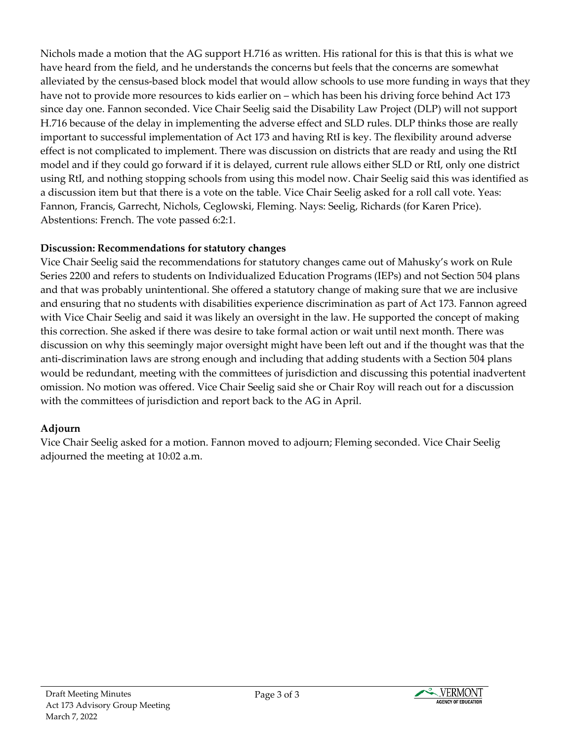Nichols made a motion that the AG support H.716 as written. His rational for this is that this is what we have heard from the field, and he understands the concerns but feels that the concerns are somewhat alleviated by the census-based block model that would allow schools to use more funding in ways that they have not to provide more resources to kids earlier on – which has been his driving force behind Act 173 since day one. Fannon seconded. Vice Chair Seelig said the Disability Law Project (DLP) will not support H.716 because of the delay in implementing the adverse effect and SLD rules. DLP thinks those are really important to successful implementation of Act 173 and having RtI is key. The flexibility around adverse effect is not complicated to implement. There was discussion on districts that are ready and using the RtI model and if they could go forward if it is delayed, current rule allows either SLD or RtI, only one district using RtI, and nothing stopping schools from using this model now. Chair Seelig said this was identified as a discussion item but that there is a vote on the table. Vice Chair Seelig asked for a roll call vote. Yeas: Fannon, Francis, Garrecht, Nichols, Ceglowski, Fleming. Nays: Seelig, Richards (for Karen Price). Abstentions: French. The vote passed 6:2:1.

**Discussion: Recommendations for statutory changes**

Vice Chair Seelig said the recommendations for statutory changes came out of Mahusky's work on Rule Series 2200 and refers to students on Individualized Education Programs (IEPs) and not Section 504 plans and that was probably unintentional. She offered a statutory change of making sure that we are inclusive and ensuring that no students with disabilities experience discrimination as part of Act 173. Fannon agreed with Vice Chair Seelig and said it was likely an oversight in the law. He supported the concept of making this correction. She asked if there was desire to take formal action or wait until next month. There was discussion on why this seemingly major oversight might have been left out and if the thought was that the anti-discrimination laws are strong enough and including that adding students with a Section 504 plans would be redundant, meeting with the committees of jurisdiction and discussing this potential inadvertent omission. No motion was offered. Vice Chair Seelig said she or Chair Roy will reach out for a discussion with the committees of jurisdiction and report back to the AG in April.

**Adjourn**

Vice Chair Seelig asked for a motion. Fannon moved to adjourn; Fleming seconded. Vice Chair Seelig adjourned the meeting at 10:02 a.m.